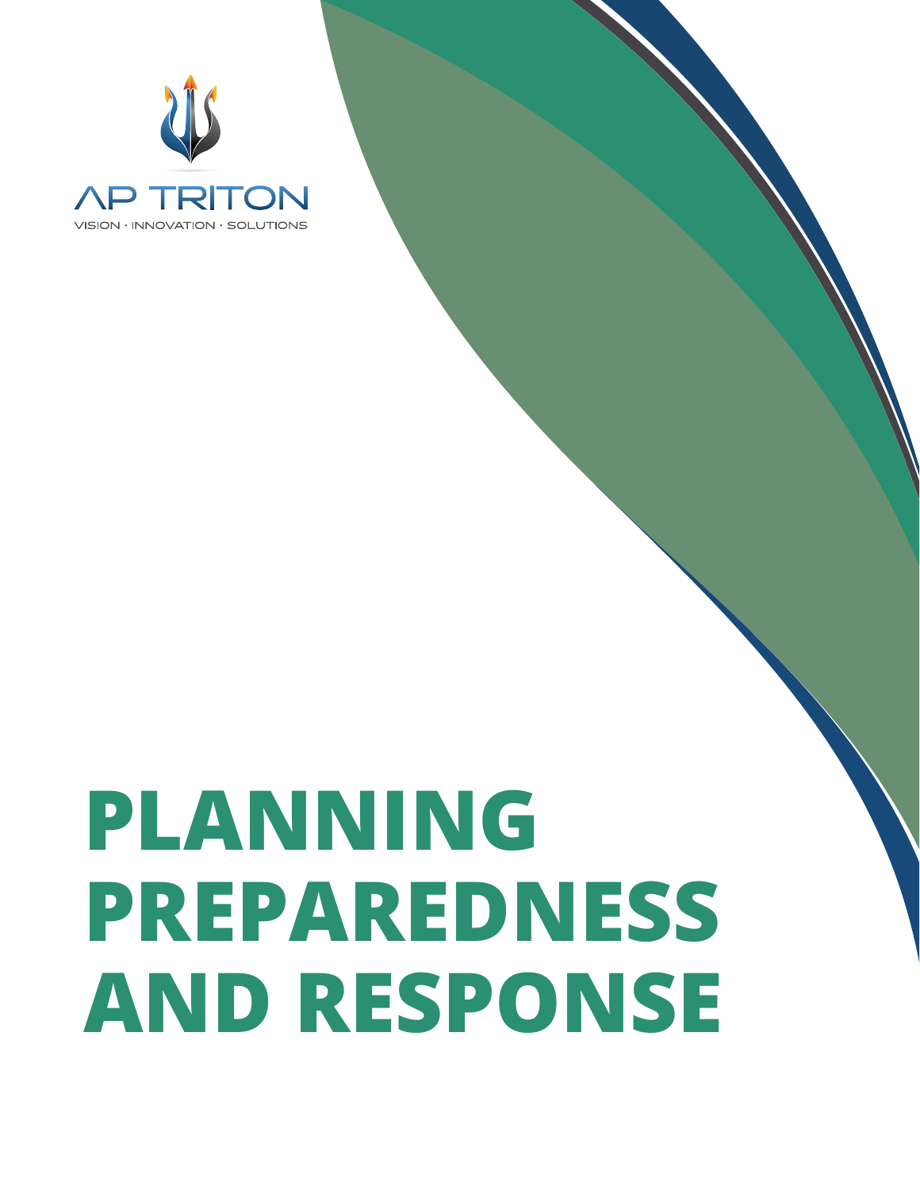AP TRITON

VISION · INNOVATION · SOLUTIONS

# PLANNING PREPAREDNESS AND RESPONSE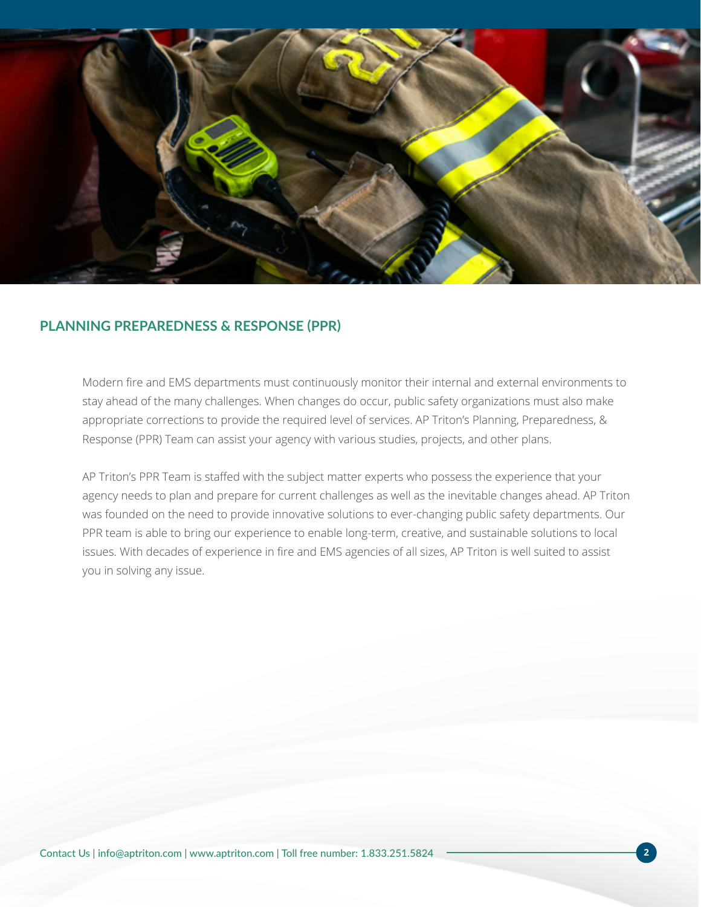## PLANNING PREPAREDNESS & RESPONSE (PPR)

Modern fire and EMS departments must continuously monitor their internal and external environments to stay ahead of the many challenges. When changes do occur, public safety organizations must also make appropriate corrections to provide the required level of services. AP Triton's Planning, Preparedness, & Response (PPR) Team can assist your agency with various studies, projects, and other plans.

AP Triton's PPR Team is staffed with the subject matter experts who possess the experience that your agency needs to plan and prepare for current challenges as well as the inevitable changes ahead. AP Triton was founded on the need to provide innovative solutions to ever-changing public safety departments. Our PPR team is able to bring our experience to enable long-term, creative, and sustainable solutions to local issues. With decades of experience in fire and EMS agencies of all sizes, AP Triton is well suited to assist you in solving any issue.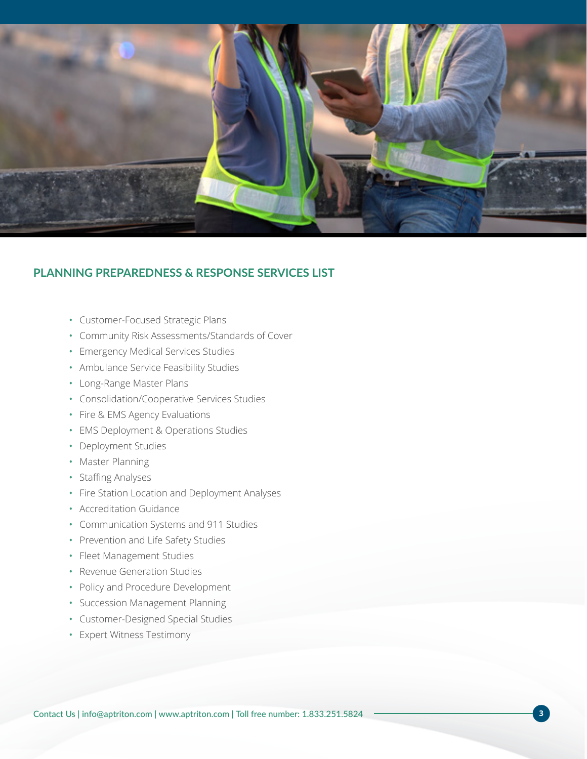## PLANNING PREPAREDNESS & RESPONSE SERVICES LIST

- Customer-Focused Strategic Plans
- Community Risk Assessments/Standards of Cover
- Emergency Medical Services Studies
- Ambulance Service Feasibility Studies
- Long-Range Master Plans
- Consolidation/Cooperative Services Studies
- Fire & EMS Agency Evaluations
- EMS Deployment & Operations Studies
- Deployment Studies
- Master Planning
- Staffing Analyses
- Fire Station Location and Deployment Analyses
- Accreditation Guidance
- Communication Systems and 911 Studies
- Prevention and Life Safety Studies
- Fleet Management Studies
- Revenue Generation Studies
- Policy and Procedure Development
- Succession Management Planning
- Customer-Designed Special Studies
- Expert Witness Testimony

Contact Us | info@aptriton.com | www.aptriton.com | Toll free number: 1.833.251.5824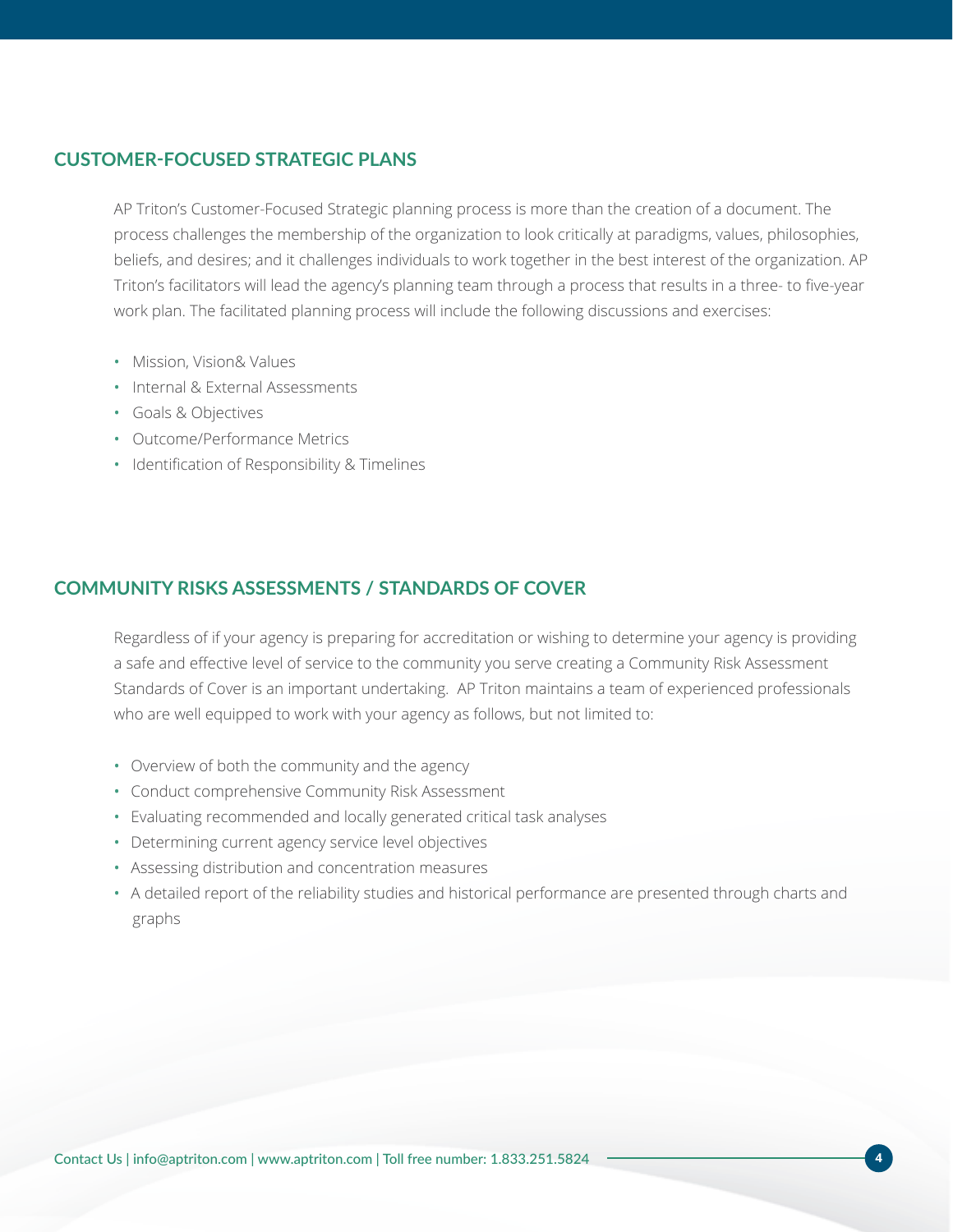## CUSTOMER-FOCUSED STRATEGIC PLANS

AP Triton's Customer-Focused Strategic planning process is more than the creation of a document. The process challenges the membership of the organization to look critically at paradigms, values, philosophies, beliefs, and desires; and it challenges individuals to work together in the best interest of the organization. AP Triton's facilitators will lead the agency's planning team through a process that results in a three- to five-year work plan. The facilitated planning process will include the following discussions and exercises:

- Mission, Vision& Values
- Internal & External Assessments
- Goals & Objectives
- Outcome/Performance Metrics
- Identification of Responsibility & Timelines

## COMMUNITY RISKS ASSESSMENTS / STANDARDS OF COVER

Regardless of if your agency is preparing for accreditation or wishing to determine your agency is providing a safe and effective level of service to the community you serve creating a Community Risk Assessment Standards of Cover is an important undertaking. AP Triton maintains a team of experienced professionals who are well equipped to work with your agency as follows, but not limited to:

- Overview of both the community and the agency
- Conduct comprehensive Community Risk Assessment
- Evaluating recommended and locally generated critical task analyses
- Determining current agency service level objectives
- Assessing distribution and concentration measures
- A detailed report of the reliability studies and historical performance are presented through charts and graphs

Contact Us | info@aptriton.com | www.aptriton.com | Toll free number: 1.833.251.5824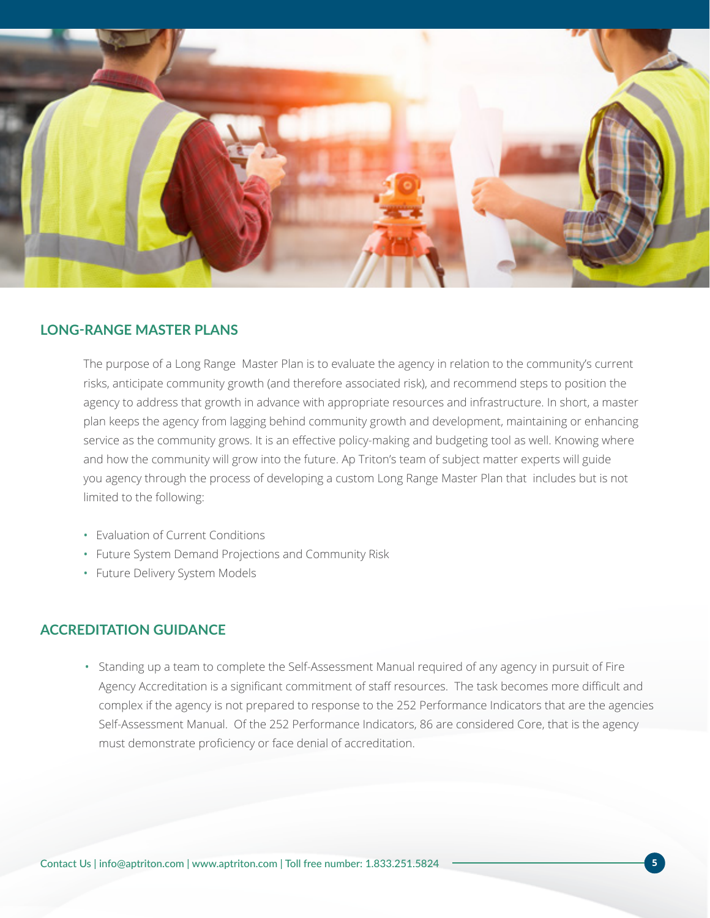## LONG-RANGE MASTER PLANS

The purpose of a Long Range Master Plan is to evaluate the agency in relation to the community's current risks, anticipate community growth (and therefore associated risk), and recommend steps to position the agency to address that growth in advance with appropriate resources and infrastructure. In short, a master plan keeps the agency from lagging behind community growth and development, maintaining or enhancing service as the community grows. It is an effective policy-making and budgeting tool as well. Knowing where and how the community will grow into the future. Ap Triton's team of subject matter experts will guide you agency through the process of developing a custom Long Range Master Plan that includes but is not limited to the following:

- Evaluation of Current Conditions
- Future System Demand Projections and Community Risk
- Future Delivery System Models

## ACCREDITATION GUIDANCE

- Standing up a team to complete the Self-Assessment Manual required of any agency in pursuit of Fire Agency Accreditation is a significant commitment of staff resources. The task becomes more difficult and complex if the agency is not prepared to response to the 252 Performance Indicators that are the agencies Self-Assessment Manual. Of the 252 Performance Indicators, 86 are considered Core, that is the agency must demonstrate proficiency or face denial of accreditation.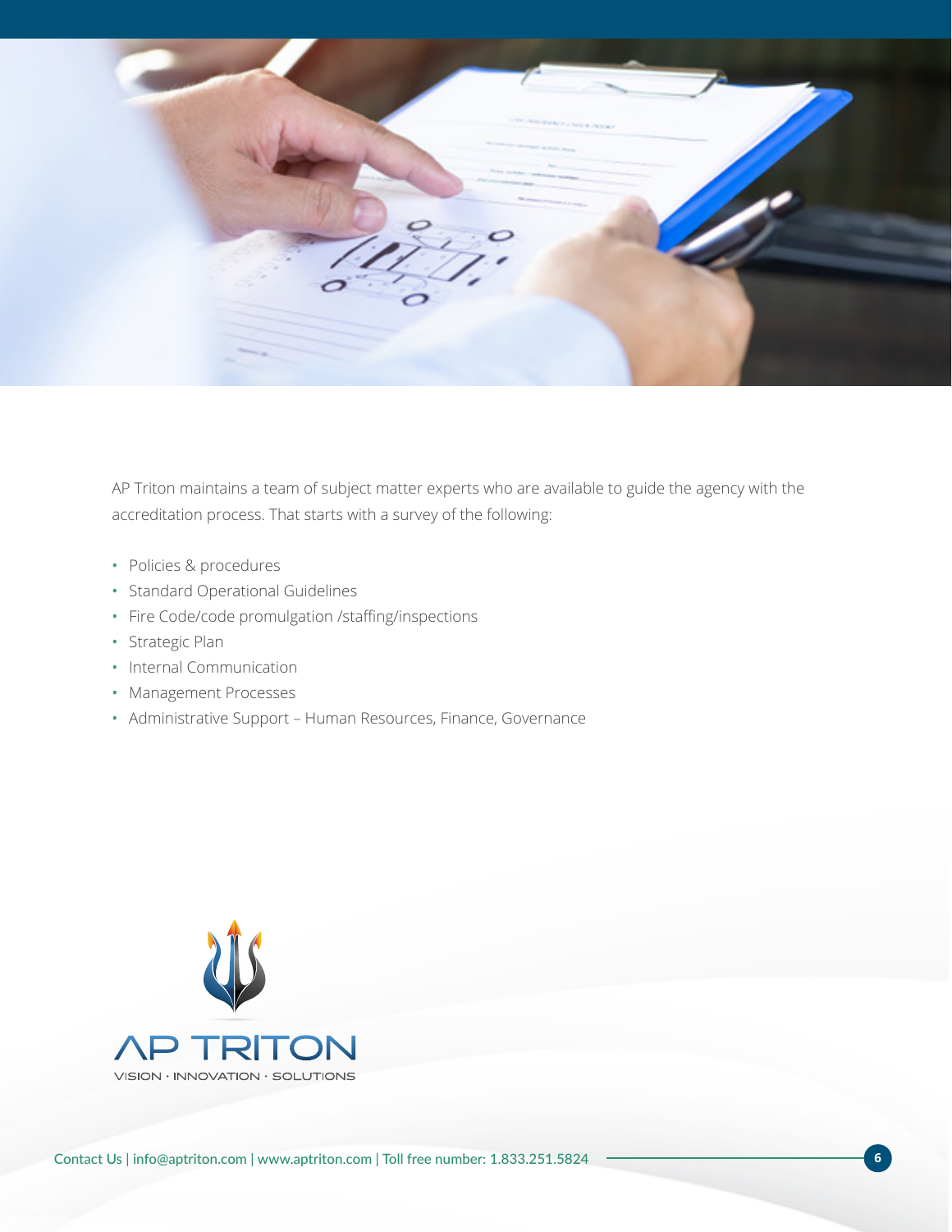AP Triton maintains a team of subject matter experts who are available to guide the agency with the accreditation process. That starts with a survey of the following:

- Policies & procedures
- Standard Operational Guidelines
- Fire Code/code promulgation /staffing/inspections
- Strategic Plan
- Internal Communication
- Management Processes
- Administrative Support – Human Resources, Finance, Governance

AP TRITON
VISION · INNOVATION · SOLUTIONS

Contact Us | info@aptriton.com | www.aptriton.com | Toll free number: 1.833.251.5824